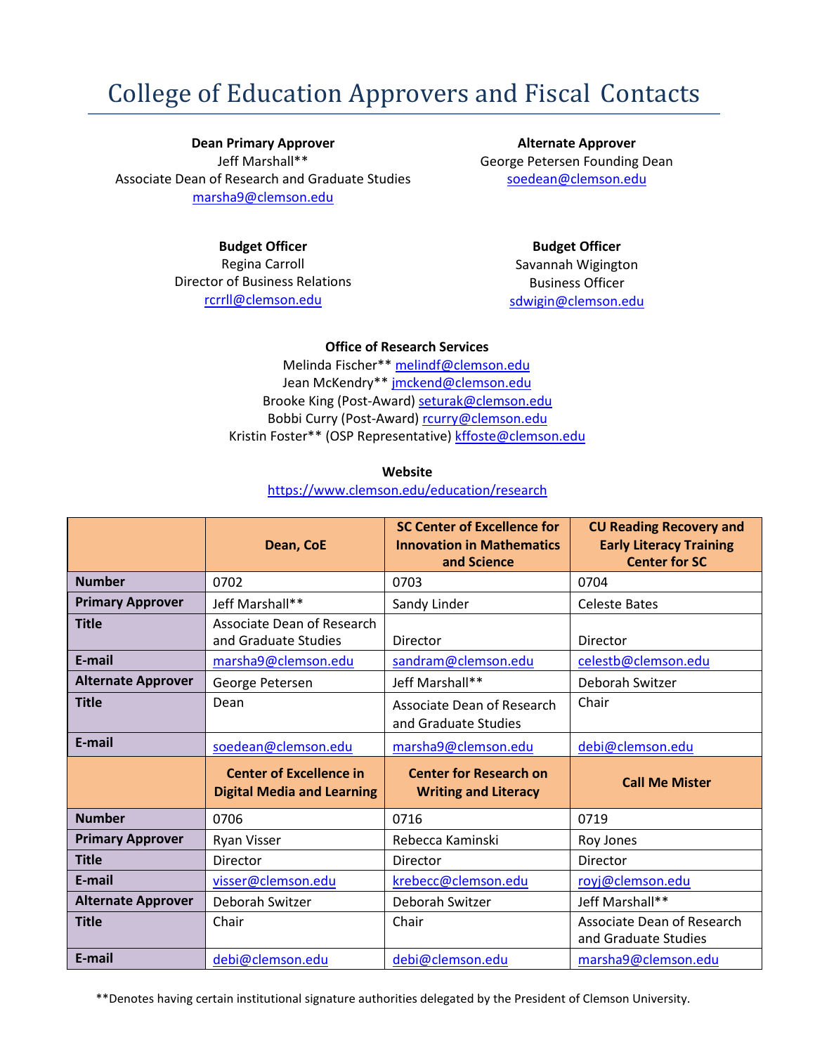# College of Education Approvers and Fiscal Contacts

**Dean Primary Approver**
Jeff Marshall**
Associate Dean of Research and Graduate Studies
marsha9@clemson.edu

**Alternate Approver**
George Petersen Founding Dean
soedean@clemson.edu

**Budget Officer**
Regina Carroll
Director of Business Relations
rcrrll@clemson.edu

**Budget Officer**
Savannah Wigington
Business Officer
sdwigin@clemson.edu

**Office of Research Services**
Melinda Fischer** melindf@clemson.edu
Jean McKendry** jmckend@clemson.edu
Brooke King (Post-Award) seturak@clemson.edu
Bobbi Curry (Post-Award) rcurry@clemson.edu
Kristin Foster** (OSP Representative) kffoste@clemson.edu

**Website**
https://www.clemson.edu/education/research

| | Dean, CoE | SC Center of Excellence for Innovation in Mathematics and Science | CU Reading Recovery and Early Literacy Training Center for SC |
|---|---|---|---|
| **Number** | 0702 | 0703 | 0704 |
| **Primary Approver** | Jeff Marshall** | Sandy Linder | Celeste Bates |
| **Title** | Associate Dean of Research and Graduate Studies | Director | Director |
| **E-mail** | marsha9@clemson.edu | sandram@clemson.edu | celestb@clemson.edu |
| **Alternate Approver** | George Petersen | Jeff Marshall** | Deborah Switzer |
| **Title** | Dean | Associate Dean of Research and Graduate Studies | Chair |
| **E-mail** | soedean@clemson.edu | marsha9@clemson.edu | debi@clemson.edu |
| | **Center of Excellence in Digital Media and Learning** | **Center for Research on Writing and Literacy** | **Call Me Mister** |
| **Number** | 0706 | 0716 | 0719 |
| **Primary Approver** | Ryan Visser | Rebecca Kaminski | Roy Jones |
| **Title** | Director | Director | Director |
| **E-mail** | visser@clemson.edu | krebecc@clemson.edu | royj@clemson.edu |
| **Alternate Approver** | Deborah Switzer | Deborah Switzer | Jeff Marshall** |
| **Title** | Chair | Chair | Associate Dean of Research and Graduate Studies |
| **E-mail** | debi@clemson.edu | debi@clemson.edu | marsha9@clemson.edu |

**Denotes having certain institutional signature authorities delegated by the President of Clemson University.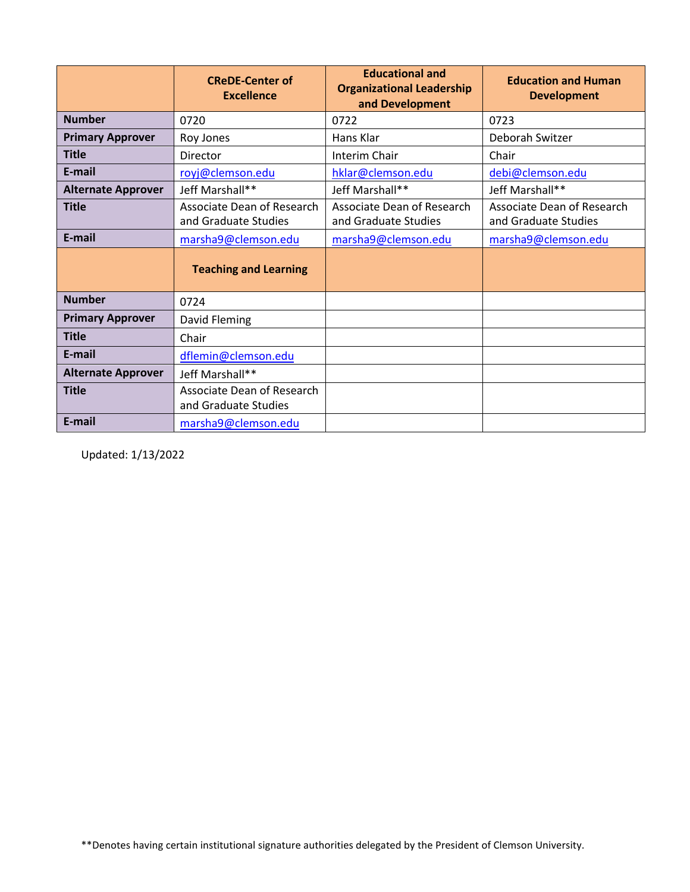| | CReDE-Center of Excellence | Educational and Organizational Leadership and Development | Education and Human Development |
|---|---|---|---|
| **Number** | 0720 | 0722 | 0723 |
| **Primary Approver** | Roy Jones | Hans Klar | Deborah Switzer |
| **Title** | Director | Interim Chair | Chair |
| **E-mail** | royj@clemson.edu | hklar@clemson.edu | debi@clemson.edu |
| **Alternate Approver** | Jeff Marshall** | Jeff Marshall** | Jeff Marshall** |
| **Title** | Associate Dean of Research and Graduate Studies | Associate Dean of Research and Graduate Studies | Associate Dean of Research and Graduate Studies |
| **E-mail** | marsha9@clemson.edu | marsha9@clemson.edu | marsha9@clemson.edu |
| | **Teaching and Learning** | | |
| **Number** | 0724 | | |
| **Primary Approver** | David Fleming | | |
| **Title** | Chair | | |
| **E-mail** | dflemin@clemson.edu | | |
| **Alternate Approver** | Jeff Marshall** | | |
| **Title** | Associate Dean of Research and Graduate Studies | | |
| **E-mail** | marsha9@clemson.edu | | |

Updated: 1/13/2022

**Denotes having certain institutional signature authorities delegated by the President of Clemson University.